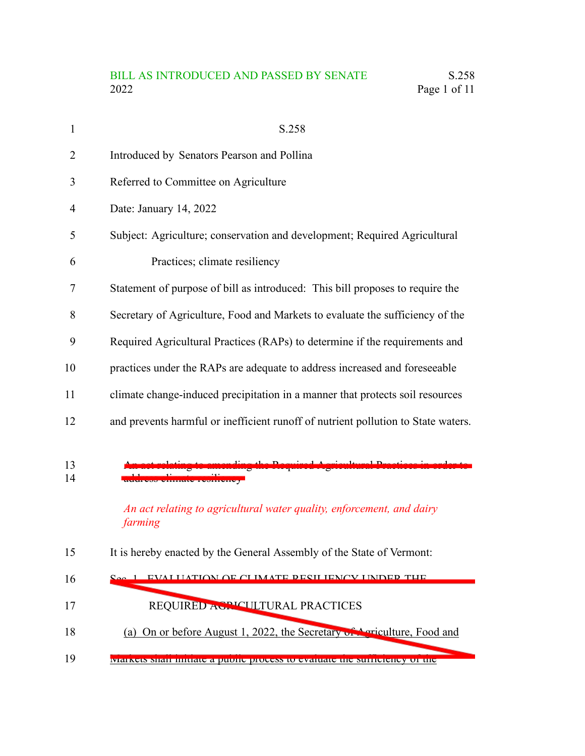BILL AS INTRODUCED AND PASSED BY SENATE
2022

S.258

Introduced by Senators Pearson and Pollina

Referred to Committee on Agriculture

Date: January 14, 2022

Subject: Agriculture; conservation and development; Required Agricultural Practices; climate resiliency

Statement of purpose of bill as introduced: This bill proposes to require the Secretary of Agriculture, Food and Markets to evaluate the sufficiency of the Required Agricultural Practices (RAPs) to determine if the requirements and practices under the RAPs are adequate to address increased and foreseeable climate change-induced precipitation in a manner that protects soil resources and prevents harmful or inefficient runoff of nutrient pollution to State waters.

~~An act relating to amending the Required Agricultural Practices in order to address climate resiliency~~

*An act relating to agricultural water quality, enforcement, and dairy farming*

It is hereby enacted by the General Assembly of the State of Vermont:

~~Sec. 1. EVALUATION OF CLIMATE RESILIENCY UNDER THE REQUIRED AGRICULTURAL PRACTICES~~

~~(a) On or before August 1, 2022, the Secretary of Agriculture, Food and Markets shall initiate a public process to evaluate the sufficiency of the~~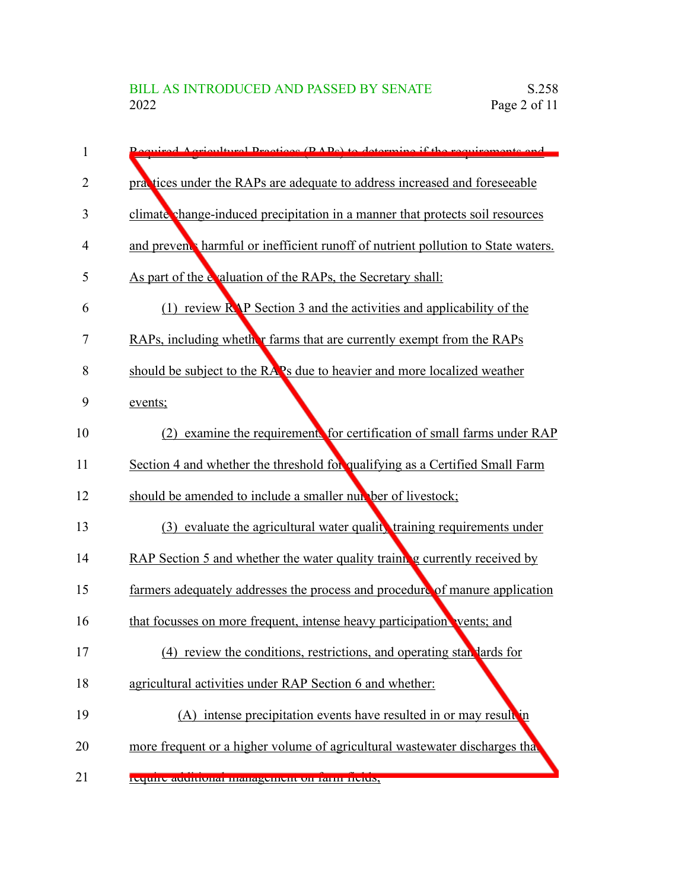Required Agricultural Practices (RAPs) to determine if the requirements and practices under the RAPs are adequate to address increased and foreseeable climate change-induced precipitation in a manner that protects soil resources and prevents harmful or inefficient runoff of nutrient pollution to State waters. As part of the evaluation of the RAPs, the Secretary shall:

(1) review RAP Section 3 and the activities and applicability of the RAPs, including whether farms that are currently exempt from the RAPs should be subject to the RAPs due to heavier and more localized weather events;

(2) examine the requirements for certification of small farms under RAP Section 4 and whether the threshold for qualifying as a Certified Small Farm should be amended to include a smaller number of livestock;

(3) evaluate the agricultural water quality training requirements under RAP Section 5 and whether the water quality training currently received by farmers adequately addresses the process and procedure of manure application that focusses on more frequent, intense heavy participation events; and

(4) review the conditions, restrictions, and operating standards for agricultural activities under RAP Section 6 and whether:

(A) intense precipitation events have resulted in or may result in more frequent or a higher volume of agricultural wastewater discharges that require additional management on farm fields;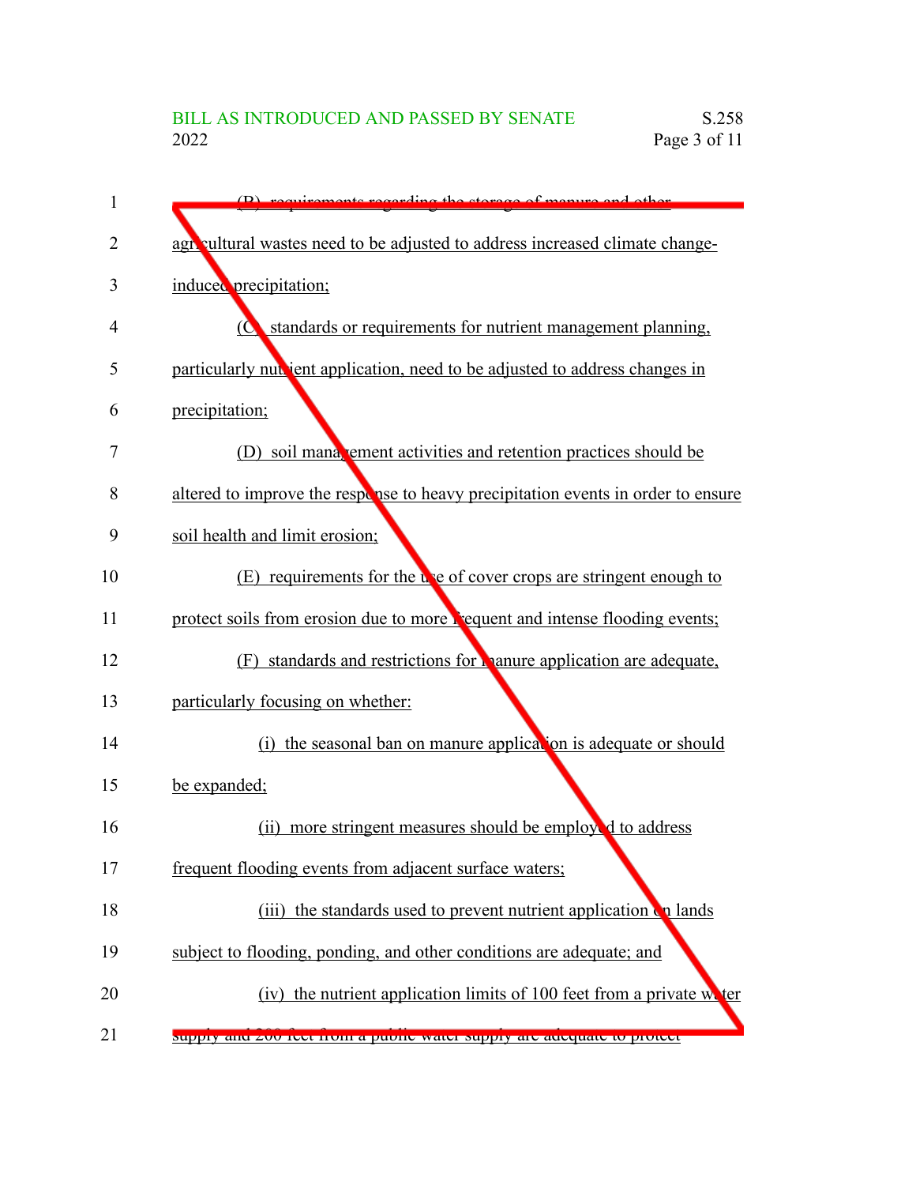(B) requirements regarding the storage of manure and other agricultural wastes need to be adjusted to address increased climate change-induced precipitation;

(C) standards or requirements for nutrient management planning, particularly nutrient application, need to be adjusted to address changes in precipitation;

(D) soil management activities and retention practices should be altered to improve the response to heavy precipitation events in order to ensure soil health and limit erosion;

(E) requirements for the use of cover crops are stringent enough to protect soils from erosion due to more frequent and intense flooding events;

(F) standards and restrictions for manure application are adequate, particularly focusing on whether:

(i) the seasonal ban on manure application is adequate or should be expanded;

(ii) more stringent measures should be employed to address frequent flooding events from adjacent surface waters;

(iii) the standards used to prevent nutrient application on lands subject to flooding, ponding, and other conditions are adequate; and

(iv) the nutrient application limits of 100 feet from a private water supply and 200 feet from a public water supply are adequate to protect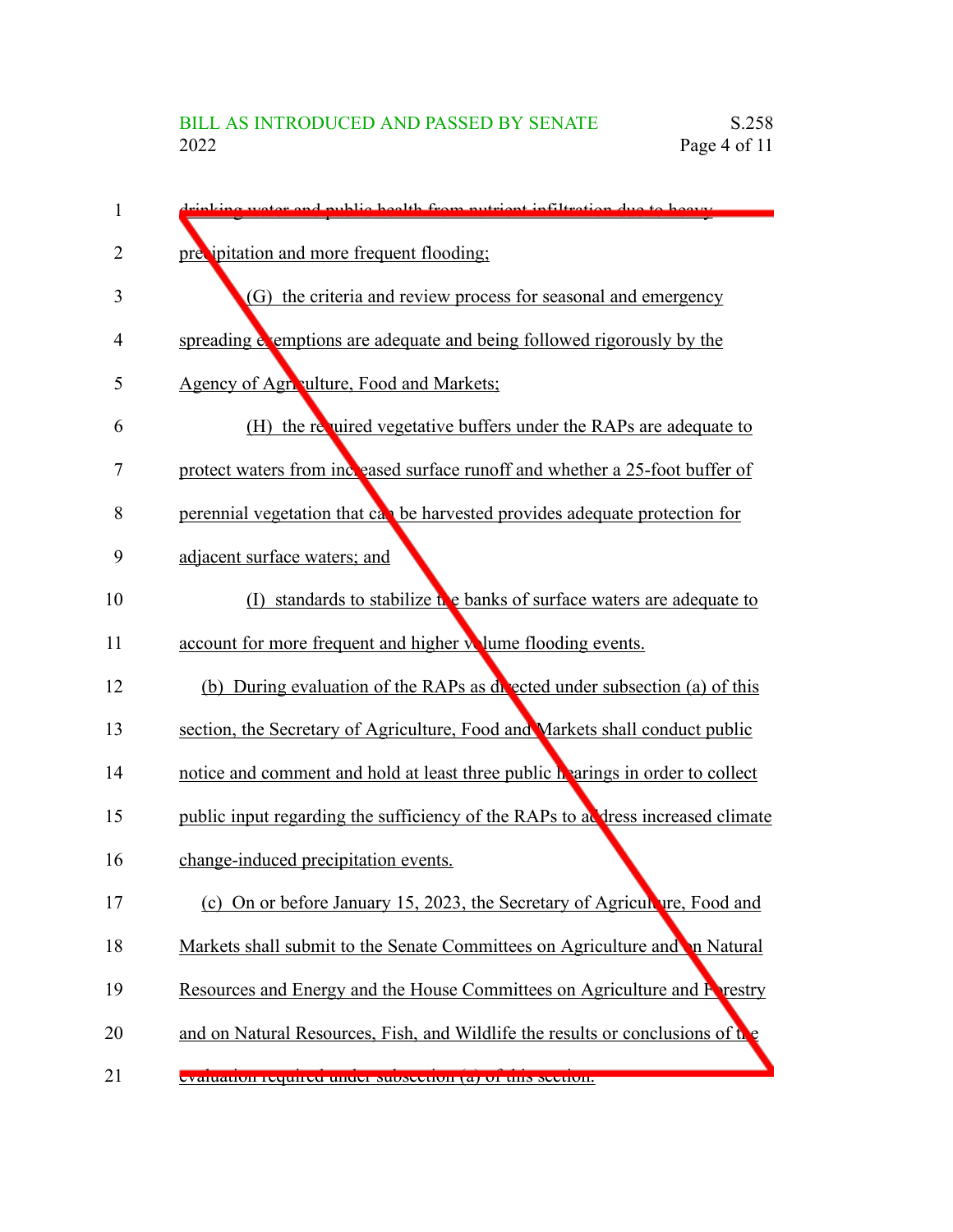drinking water and public health from nutrient infiltration due to heavy precipitation and more frequent flooding;

(G) the criteria and review process for seasonal and emergency spreading exemptions are adequate and being followed rigorously by the Agency of Agriculture, Food and Markets;

(H) the required vegetative buffers under the RAPs are adequate to protect waters from increased surface runoff and whether a 25-foot buffer of perennial vegetation that can be harvested provides adequate protection for adjacent surface waters; and

(I) standards to stabilize the banks of surface waters are adequate to account for more frequent and higher volume flooding events.

(b) During evaluation of the RAPs as directed under subsection (a) of this section, the Secretary of Agriculture, Food and Markets shall conduct public notice and comment and hold at least three public hearings in order to collect public input regarding the sufficiency of the RAPs to address increased climate change-induced precipitation events.

(c) On or before January 15, 2023, the Secretary of Agriculture, Food and Markets shall submit to the Senate Committees on Agriculture and on Natural Resources and Energy and the House Committees on Agriculture and Forestry and on Natural Resources, Fish, and Wildlife the results or conclusions of the evaluation required under subsection (a) of this section.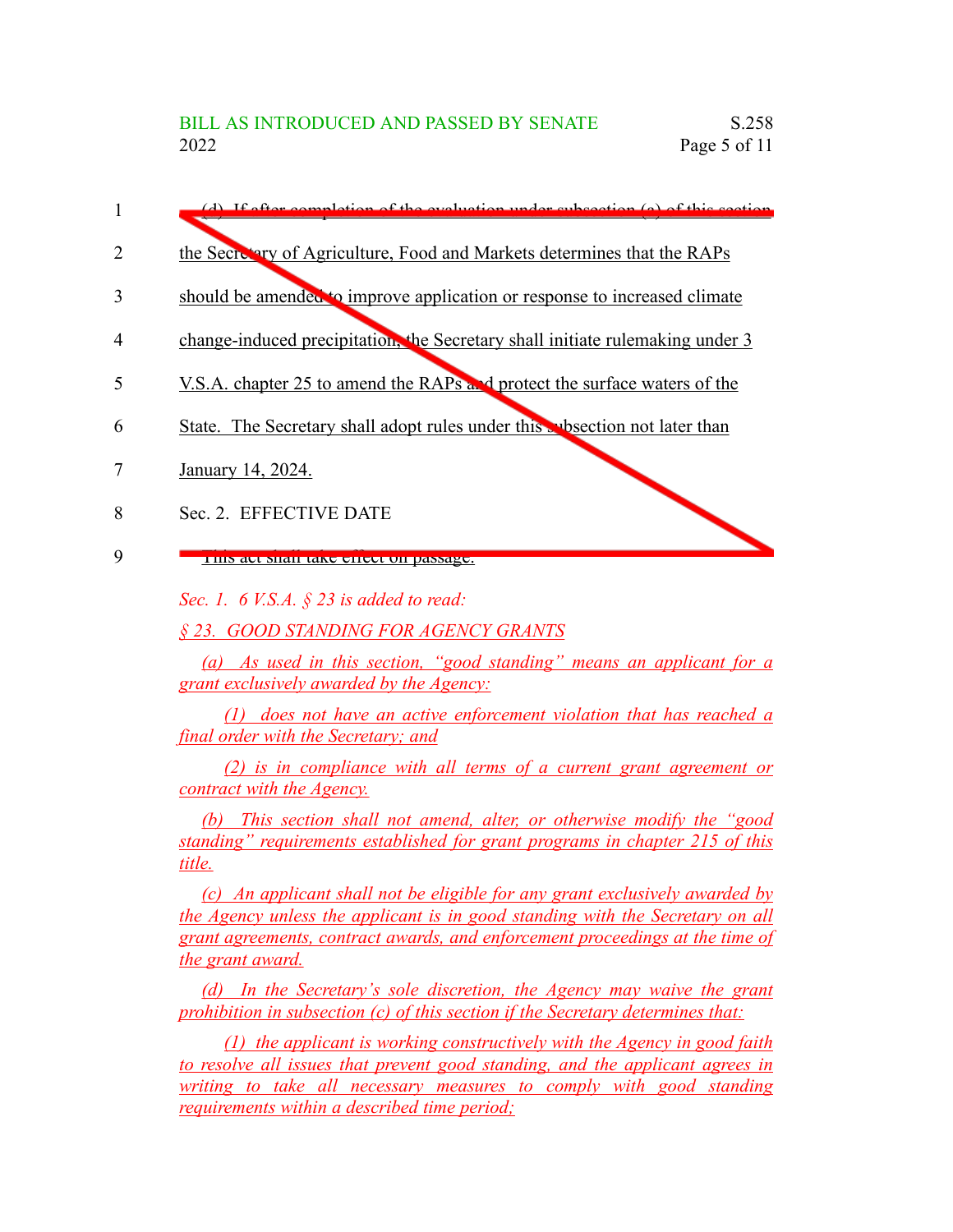(d) If after completion of the evaluation under subsection (a) of this section the Secretary of Agriculture, Food and Markets determines that the RAPs should be amended to improve application or response to increased climate change-induced precipitation, the Secretary shall initiate rulemaking under 3 V.S.A. chapter 25 to amend the RAPs and protect the surface waters of the State. The Secretary shall adopt rules under this subsection not later than January 14, 2024.

Sec. 2. EFFECTIVE DATE

This act shall take effect on passage.

*Sec. 1. 6 V.S.A. § 23 is added to read:*

*§ 23. GOOD STANDING FOR AGENCY GRANTS*

*(a) As used in this section, "good standing" means an applicant for a grant exclusively awarded by the Agency:*

*(1) does not have an active enforcement violation that has reached a final order with the Secretary; and*

*(2) is in compliance with all terms of a current grant agreement or contract with the Agency.*

*(b) This section shall not amend, alter, or otherwise modify the "good standing" requirements established for grant programs in chapter 215 of this title.*

*(c) An applicant shall not be eligible for any grant exclusively awarded by the Agency unless the applicant is in good standing with the Secretary on all grant agreements, contract awards, and enforcement proceedings at the time of the grant award.*

*(d) In the Secretary's sole discretion, the Agency may waive the grant prohibition in subsection (c) of this section if the Secretary determines that:*

*(1) the applicant is working constructively with the Agency in good faith to resolve all issues that prevent good standing, and the applicant agrees in writing to take all necessary measures to comply with good standing requirements within a described time period;*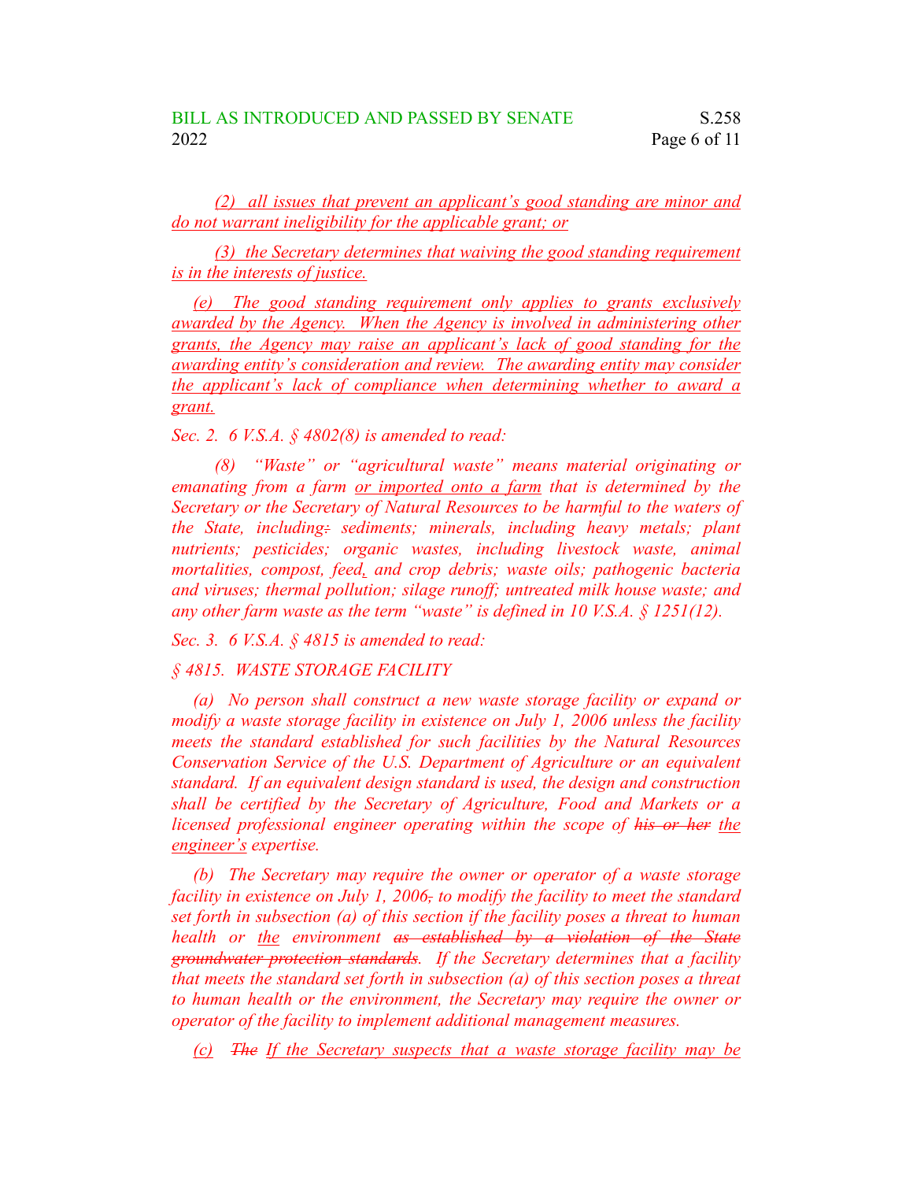(2) all issues that prevent an applicant's good standing are minor and do not warrant ineligibility for the applicable grant; or

(3) the Secretary determines that waiving the good standing requirement is in the interests of justice.

(e) The good standing requirement only applies to grants exclusively awarded by the Agency. When the Agency is involved in administering other grants, the Agency may raise an applicant's lack of good standing for the awarding entity's consideration and review. The awarding entity may consider the applicant's lack of compliance when determining whether to award a grant.

*Sec. 2. 6 V.S.A. § 4802(8) is amended to read:*

*(8) "Waste" or "agricultural waste" means material originating or emanating from a farm or imported onto a farm that is determined by the Secretary or the Secretary of Natural Resources to be harmful to the waters of the State, including: sediments; minerals, including heavy metals; plant nutrients; pesticides; organic wastes, including livestock waste, animal mortalities, compost, feed, and crop debris; waste oils; pathogenic bacteria and viruses; thermal pollution; silage runoff; untreated milk house waste; and any other farm waste as the term "waste" is defined in 10 V.S.A. § 1251(12).*

*Sec. 3. 6 V.S.A. § 4815 is amended to read:*

*§ 4815. WASTE STORAGE FACILITY*

*(a) No person shall construct a new waste storage facility or expand or modify a waste storage facility in existence on July 1, 2006 unless the facility meets the standard established for such facilities by the Natural Resources Conservation Service of the U.S. Department of Agriculture or an equivalent standard. If an equivalent design standard is used, the design and construction shall be certified by the Secretary of Agriculture, Food and Markets or a licensed professional engineer operating within the scope of ~~his or her~~ the engineer's expertise.*

*(b) The Secretary may require the owner or operator of a waste storage facility in existence on July 1, 2006, to modify the facility to meet the standard set forth in subsection (a) of this section if the facility poses a threat to human health or the environment ~~as established by a violation of the State groundwater protection standards~~. If the Secretary determines that a facility that meets the standard set forth in subsection (a) of this section poses a threat to human health or the environment, the Secretary may require the owner or operator of the facility to implement additional management measures.*

*(c) ~~The~~ If the Secretary suspects that a waste storage facility may be*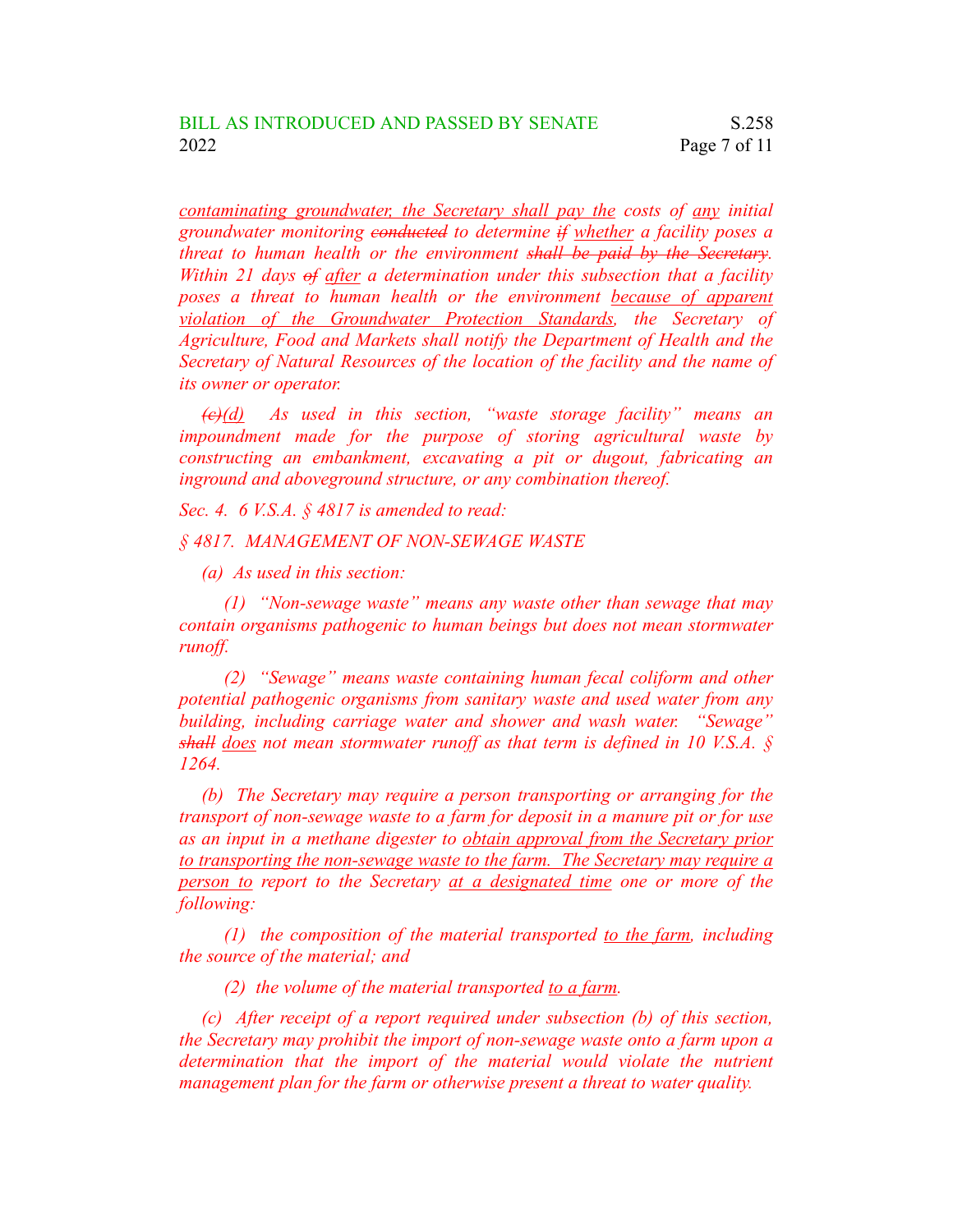*contaminating groundwater, the Secretary shall pay the costs of any initial groundwater monitoring ~~conducted~~ to determine ~~if~~ whether a facility poses a threat to human health or the environment ~~shall be paid by the Secretary~~. Within 21 days ~~of~~ after a determination under this subsection that a facility poses a threat to human health or the environment because of apparent violation of the Groundwater Protection Standards, the Secretary of Agriculture, Food and Markets shall notify the Department of Health and the Secretary of Natural Resources of the location of the facility and the name of its owner or operator.*

*~~(c)~~(d) As used in this section, "waste storage facility" means an impoundment made for the purpose of storing agricultural waste by constructing an embankment, excavating a pit or dugout, fabricating an inground and aboveground structure, or any combination thereof.*

*Sec. 4. 6 V.S.A. § 4817 is amended to read:*

*§ 4817. MANAGEMENT OF NON-SEWAGE WASTE*

*(a) As used in this section:*

*(1) "Non-sewage waste" means any waste other than sewage that may contain organisms pathogenic to human beings but does not mean stormwater runoff.*

*(2) "Sewage" means waste containing human fecal coliform and other potential pathogenic organisms from sanitary waste and used water from any building, including carriage water and shower and wash water. "Sewage" ~~shall~~ does not mean stormwater runoff as that term is defined in 10 V.S.A. § 1264.*

*(b) The Secretary may require a person transporting or arranging for the transport of non-sewage waste to a farm for deposit in a manure pit or for use as an input in a methane digester to obtain approval from the Secretary prior to transporting the non-sewage waste to the farm. The Secretary may require a person to report to the Secretary at a designated time one or more of the following:*

*(1) the composition of the material transported to the farm, including the source of the material; and*

*(2) the volume of the material transported to a farm.*

*(c) After receipt of a report required under subsection (b) of this section, the Secretary may prohibit the import of non-sewage waste onto a farm upon a determination that the import of the material would violate the nutrient management plan for the farm or otherwise present a threat to water quality.*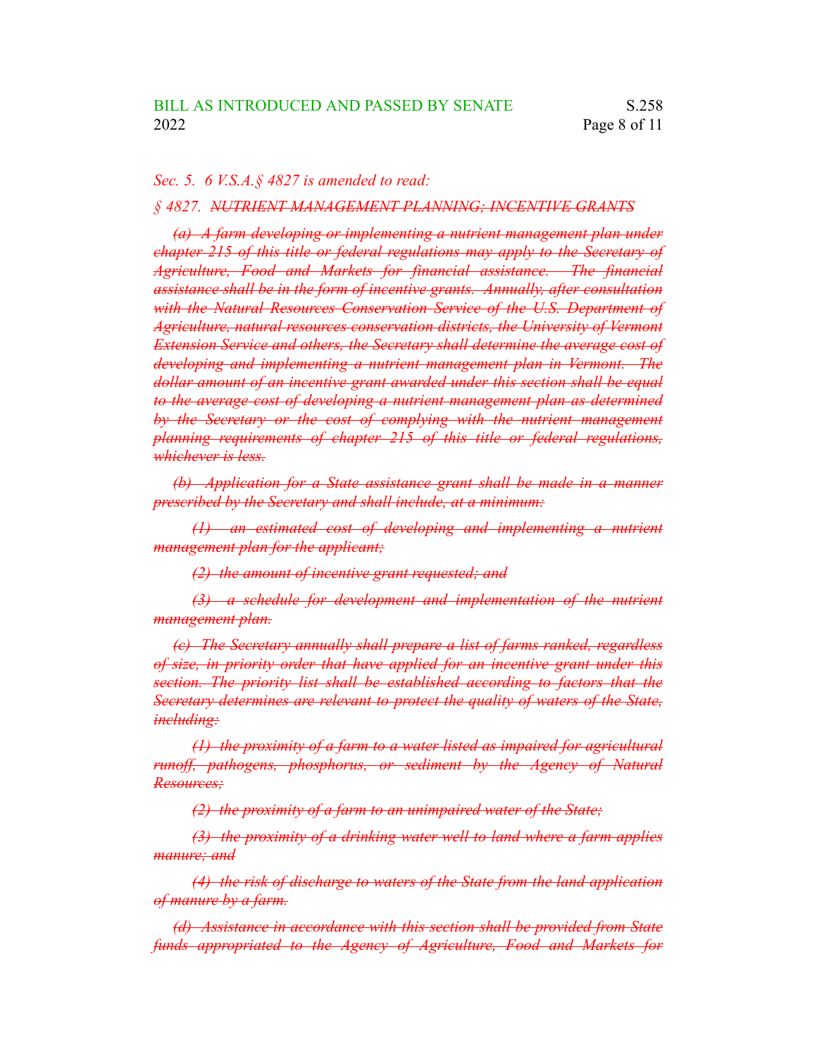*Sec. 5. 6 V.S.A.§ 4827 is amended to read:*

*§ 4827. ~~NUTRIENT MANAGEMENT PLANNING; INCENTIVE GRANTS~~*

*~~(a) A farm developing or implementing a nutrient management plan under chapter 215 of this title or federal regulations may apply to the Secretary of Agriculture, Food and Markets for financial assistance. The financial assistance shall be in the form of incentive grants. Annually, after consultation with the Natural Resources Conservation Service of the U.S. Department of Agriculture, natural resources conservation districts, the University of Vermont Extension Service and others, the Secretary shall determine the average cost of developing and implementing a nutrient management plan in Vermont. The dollar amount of an incentive grant awarded under this section shall be equal to the average cost of developing a nutrient management plan as determined by the Secretary or the cost of complying with the nutrient management planning requirements of chapter 215 of this title or federal regulations, whichever is less.~~*

*~~(b) Application for a State assistance grant shall be made in a manner prescribed by the Secretary and shall include, at a minimum:~~*

*~~(1) an estimated cost of developing and implementing a nutrient management plan for the applicant;~~*

*~~(2) the amount of incentive grant requested; and~~*

*~~(3) a schedule for development and implementation of the nutrient management plan.~~*

*~~(c) The Secretary annually shall prepare a list of farms ranked, regardless of size, in priority order that have applied for an incentive grant under this section. The priority list shall be established according to factors that the Secretary determines are relevant to protect the quality of waters of the State, including:~~*

*~~(1) the proximity of a farm to a water listed as impaired for agricultural runoff, pathogens, phosphorus, or sediment by the Agency of Natural Resources;~~*

*~~(2) the proximity of a farm to an unimpaired water of the State;~~*

*~~(3) the proximity of a drinking water well to land where a farm applies manure; and~~*

*~~(4) the risk of discharge to waters of the State from the land application of manure by a farm.~~*

*~~(d) Assistance in accordance with this section shall be provided from State funds appropriated to the Agency of Agriculture, Food and Markets for~~*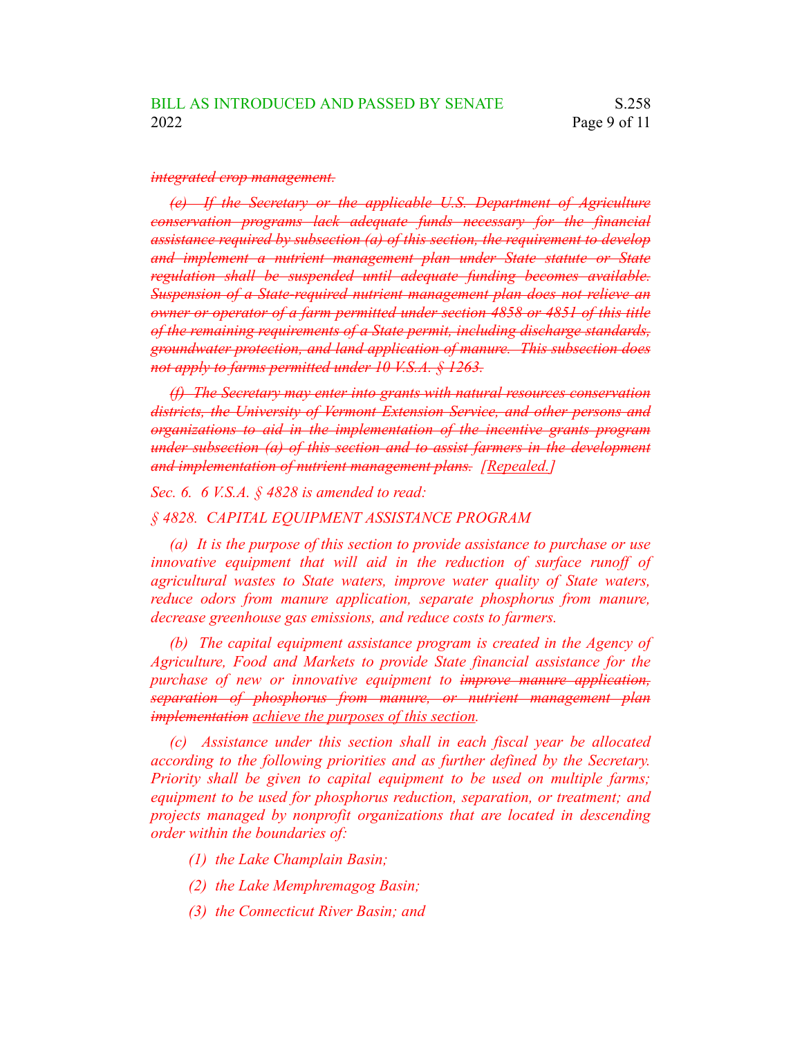~~*integrated crop management.*~~

~~*(e) If the Secretary or the applicable U.S. Department of Agriculture conservation programs lack adequate funds necessary for the financial assistance required by subsection (a) of this section, the requirement to develop and implement a nutrient management plan under State statute or State regulation shall be suspended until adequate funding becomes available. Suspension of a State-required nutrient management plan does not relieve an owner or operator of a farm permitted under section 4858 or 4851 of this title of the remaining requirements of a State permit, including discharge standards, groundwater protection, and land application of manure. This subsection does not apply to farms permitted under 10 V.S.A. § 1263.*~~

~~*(f) The Secretary may enter into grants with natural resources conservation districts, the University of Vermont Extension Service, and other persons and organizations to aid in the implementation of the incentive grants program under subsection (a) of this section and to assist farmers in the development and implementation of nutrient management plans.*~~ *[Repealed.]*

*Sec. 6. 6 V.S.A. § 4828 is amended to read:*

*§ 4828. CAPITAL EQUIPMENT ASSISTANCE PROGRAM*

*(a) It is the purpose of this section to provide assistance to purchase or use innovative equipment that will aid in the reduction of surface runoff of agricultural wastes to State waters, improve water quality of State waters, reduce odors from manure application, separate phosphorus from manure, decrease greenhouse gas emissions, and reduce costs to farmers.*

*(b) The capital equipment assistance program is created in the Agency of Agriculture, Food and Markets to provide State financial assistance for the purchase of new or innovative equipment to* ~~*improve manure application, separation of phosphorus from manure, or nutrient management plan implementation*~~ *achieve the purposes of this section.*

*(c) Assistance under this section shall in each fiscal year be allocated according to the following priorities and as further defined by the Secretary. Priority shall be given to capital equipment to be used on multiple farms; equipment to be used for phosphorus reduction, separation, or treatment; and projects managed by nonprofit organizations that are located in descending order within the boundaries of:*

*(1) the Lake Champlain Basin;*

*(2) the Lake Memphremagog Basin;*

*(3) the Connecticut River Basin; and*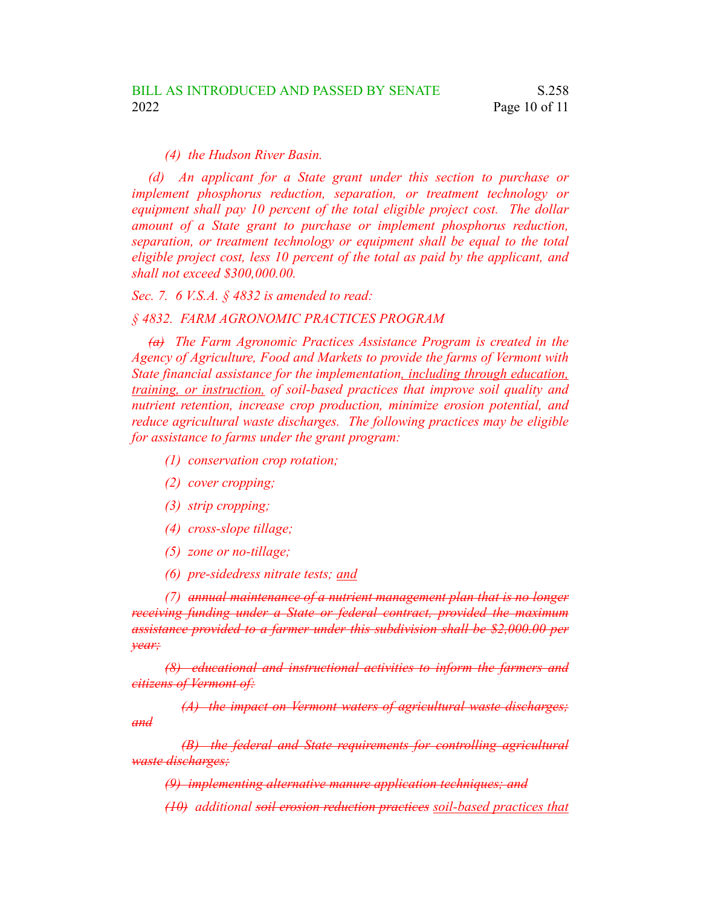*(4) the Hudson River Basin.*

*(d) An applicant for a State grant under this section to purchase or implement phosphorus reduction, separation, or treatment technology or equipment shall pay 10 percent of the total eligible project cost. The dollar amount of a State grant to purchase or implement phosphorus reduction, separation, or treatment technology or equipment shall be equal to the total eligible project cost, less 10 percent of the total as paid by the applicant, and shall not exceed $300,000.00.*

*Sec. 7. 6 V.S.A. § 4832 is amended to read:*

*§ 4832. FARM AGRONOMIC PRACTICES PROGRAM*

*~~(a)~~ The Farm Agronomic Practices Assistance Program is created in the Agency of Agriculture, Food and Markets to provide the farms of Vermont with State financial assistance for the implementation<u>, including through education, training, or instruction,</u> of soil-based practices that improve soil quality and nutrient retention, increase crop production, minimize erosion potential, and reduce agricultural waste discharges. The following practices may be eligible for assistance to farms under the grant program:*

*(1) conservation crop rotation;*

*(2) cover cropping;*

*(3) strip cropping;*

*(4) cross-slope tillage;*

*(5) zone or no-tillage;*

*(6) pre-sidedress nitrate tests; <u>and</u>*

*(7) ~~annual maintenance of a nutrient management plan that is no longer receiving funding under a State or federal contract, provided the maximum assistance provided to a farmer under this subdivision shall be $2,000.00 per year;~~*

*~~(8) educational and instructional activities to inform the farmers and citizens of Vermont of:~~*

*~~(A) the impact on Vermont waters of agricultural waste discharges; and~~*

*~~(B) the federal and State requirements for controlling agricultural waste discharges;~~*

*~~(9) implementing alternative manure application techniques; and~~*

*~~(10)~~ additional ~~soil erosion reduction practices~~ <u>soil-based practices that</u>*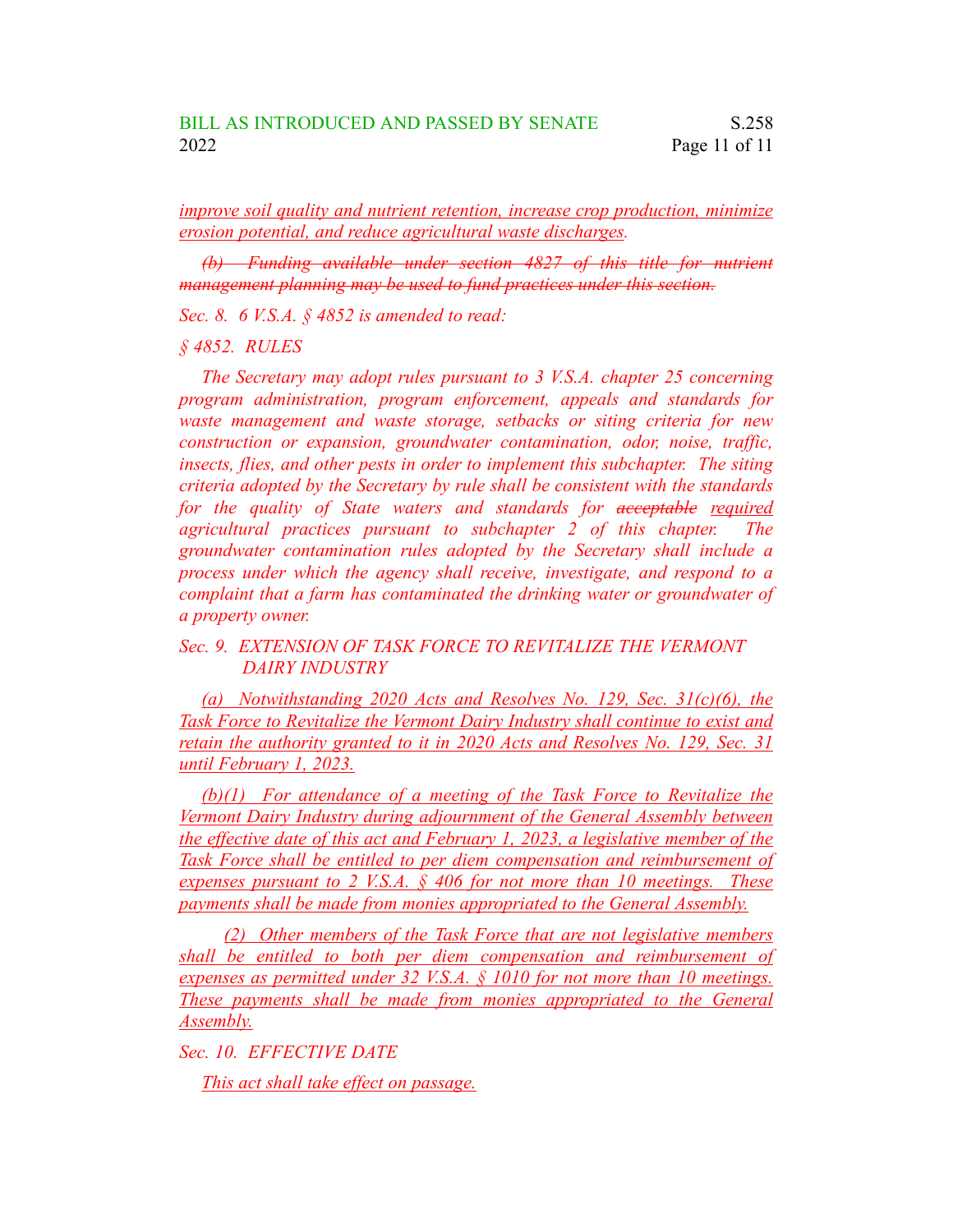*improve soil quality and nutrient retention, increase crop production, minimize erosion potential, and reduce agricultural waste discharges.*

~~*(b) Funding available under section 4827 of this title for nutrient management planning may be used to fund practices under this section.*~~

*Sec. 8. 6 V.S.A. § 4852 is amended to read:*

*§ 4852. RULES*

*The Secretary may adopt rules pursuant to 3 V.S.A. chapter 25 concerning program administration, program enforcement, appeals and standards for waste management and waste storage, setbacks or siting criteria for new construction or expansion, groundwater contamination, odor, noise, traffic, insects, flies, and other pests in order to implement this subchapter. The siting criteria adopted by the Secretary by rule shall be consistent with the standards for the quality of State waters and standards for ~~acceptable~~ required agricultural practices pursuant to subchapter 2 of this chapter. The groundwater contamination rules adopted by the Secretary shall include a process under which the agency shall receive, investigate, and respond to a complaint that a farm has contaminated the drinking water or groundwater of a property owner.*

*Sec. 9. EXTENSION OF TASK FORCE TO REVITALIZE THE VERMONT DAIRY INDUSTRY*

*(a) Notwithstanding 2020 Acts and Resolves No. 129, Sec. 31(c)(6), the Task Force to Revitalize the Vermont Dairy Industry shall continue to exist and retain the authority granted to it in 2020 Acts and Resolves No. 129, Sec. 31 until February 1, 2023.*

*(b)(1) For attendance of a meeting of the Task Force to Revitalize the Vermont Dairy Industry during adjournment of the General Assembly between the effective date of this act and February 1, 2023, a legislative member of the Task Force shall be entitled to per diem compensation and reimbursement of expenses pursuant to 2 V.S.A. § 406 for not more than 10 meetings. These payments shall be made from monies appropriated to the General Assembly.*

*(2) Other members of the Task Force that are not legislative members shall be entitled to both per diem compensation and reimbursement of expenses as permitted under 32 V.S.A. § 1010 for not more than 10 meetings. These payments shall be made from monies appropriated to the General Assembly.*

*Sec. 10. EFFECTIVE DATE*

*This act shall take effect on passage.*